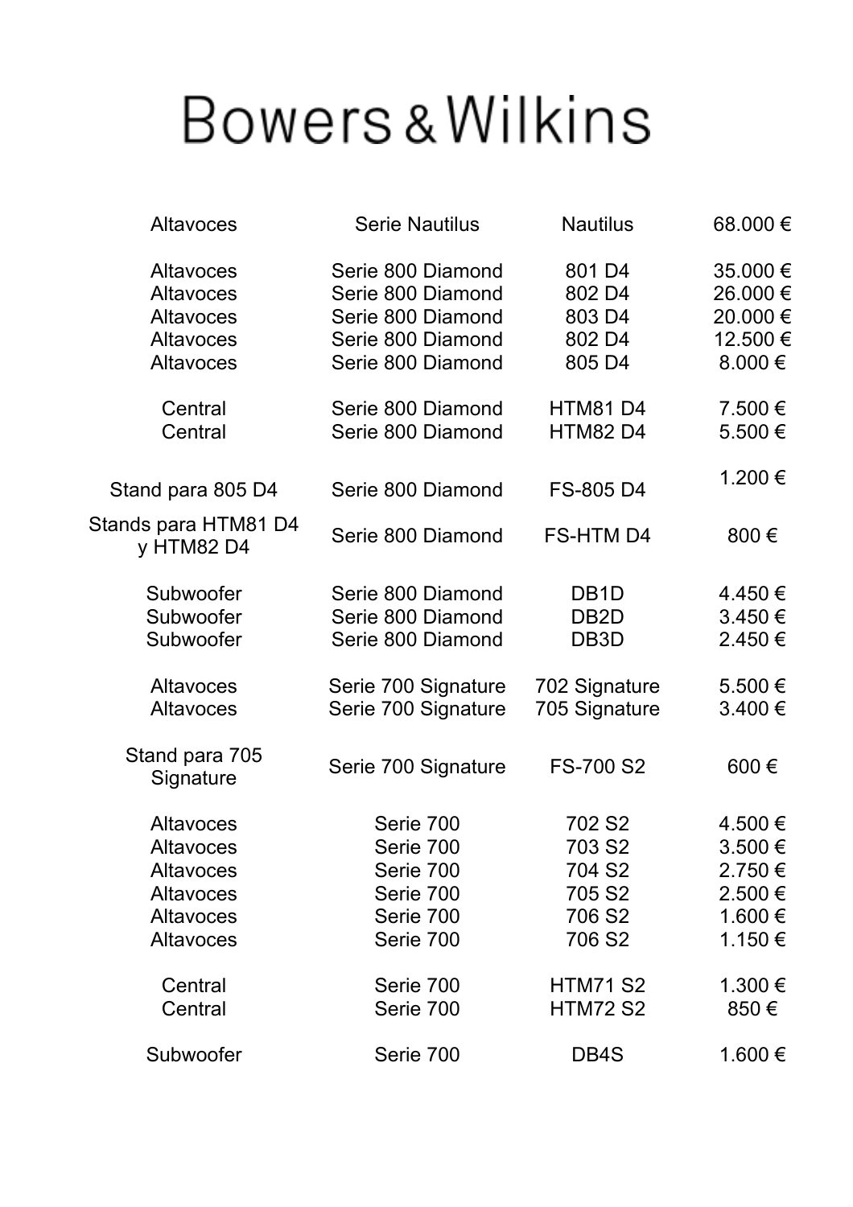# Bowers & Wilkins

| | | | |
|---|---|---|---|
| Altavoces | Serie Nautilus | Nautilus | 68.000 € |
| Altavoces | Serie 800 Diamond | 801 D4 | 35.000 € |
| Altavoces | Serie 800 Diamond | 802 D4 | 26.000 € |
| Altavoces | Serie 800 Diamond | 803 D4 | 20.000 € |
| Altavoces | Serie 800 Diamond | 802 D4 | 12.500 € |
| Altavoces | Serie 800 Diamond | 805 D4 | 8.000 € |
| Central | Serie 800 Diamond | HTM81 D4 | 7.500 € |
| Central | Serie 800 Diamond | HTM82 D4 | 5.500 € |
| Stand para 805 D4 | Serie 800 Diamond | FS-805 D4 | 1.200 € |
| Stands para HTM81 D4 y HTM82 D4 | Serie 800 Diamond | FS-HTM D4 | 800 € |
| Subwoofer | Serie 800 Diamond | DB1D | 4.450 € |
| Subwoofer | Serie 800 Diamond | DB2D | 3.450 € |
| Subwoofer | Serie 800 Diamond | DB3D | 2.450 € |
| Altavoces | Serie 700 Signature | 702 Signature | 5.500 € |
| Altavoces | Serie 700 Signature | 705 Signature | 3.400 € |
| Stand para 705 Signature | Serie 700 Signature | FS-700 S2 | 600 € |
| Altavoces | Serie 700 | 702 S2 | 4.500 € |
| Altavoces | Serie 700 | 703 S2 | 3.500 € |
| Altavoces | Serie 700 | 704 S2 | 2.750 € |
| Altavoces | Serie 700 | 705 S2 | 2.500 € |
| Altavoces | Serie 700 | 706 S2 | 1.600 € |
| Altavoces | Serie 700 | 706 S2 | 1.150 € |
| Central | Serie 700 | HTM71 S2 | 1.300 € |
| Central | Serie 700 | HTM72 S2 | 850 € |
| Subwoofer | Serie 700 | DB4S | 1.600 € |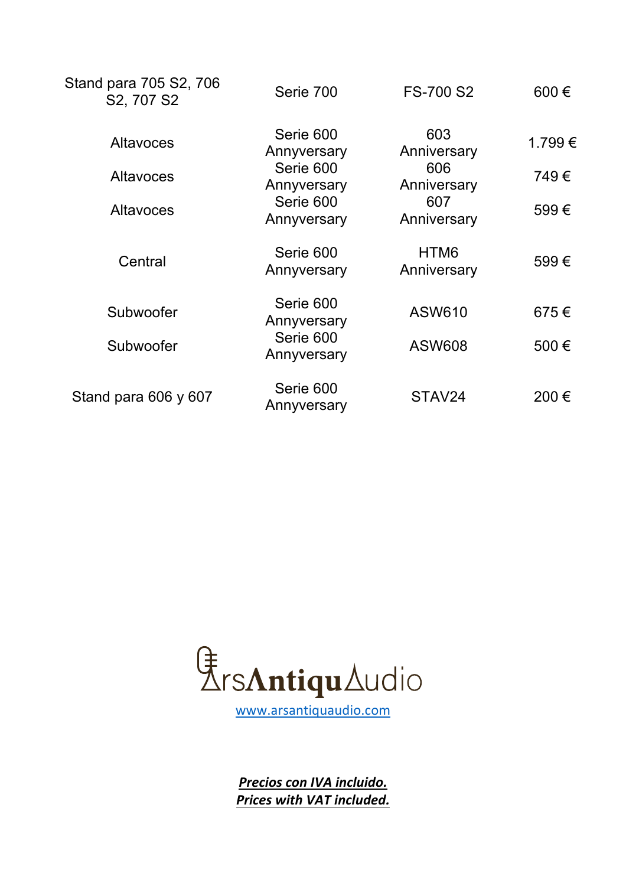| | | | |
|---|---|---|---|
| Stand para 705 S2, 706 S2, 707 S2 | Serie 700 | FS-700 S2 | 600 € |
| Altavoces | Serie 600 Annyversary | 603 Anniversary | 1.799 € |
| Altavoces | Serie 600 Annyversary | 606 Anniversary | 749 € |
| Altavoces | Serie 600 Annyversary | 607 Anniversary | 599 € |
| Central | Serie 600 Annyversary | HTM6 Anniversary | 599 € |
| Subwoofer | Serie 600 Annyversary | ASW610 | 675 € |
| Subwoofer | Serie 600 Annyversary | ASW608 | 500 € |
| Stand para 606 y 607 | Serie 600 Annyversary | STAV24 | 200 € |

ArsAntiquAudio

www.arsantiquaudio.com

***Precios con IVA incluido.***
***Prices with VAT included.***